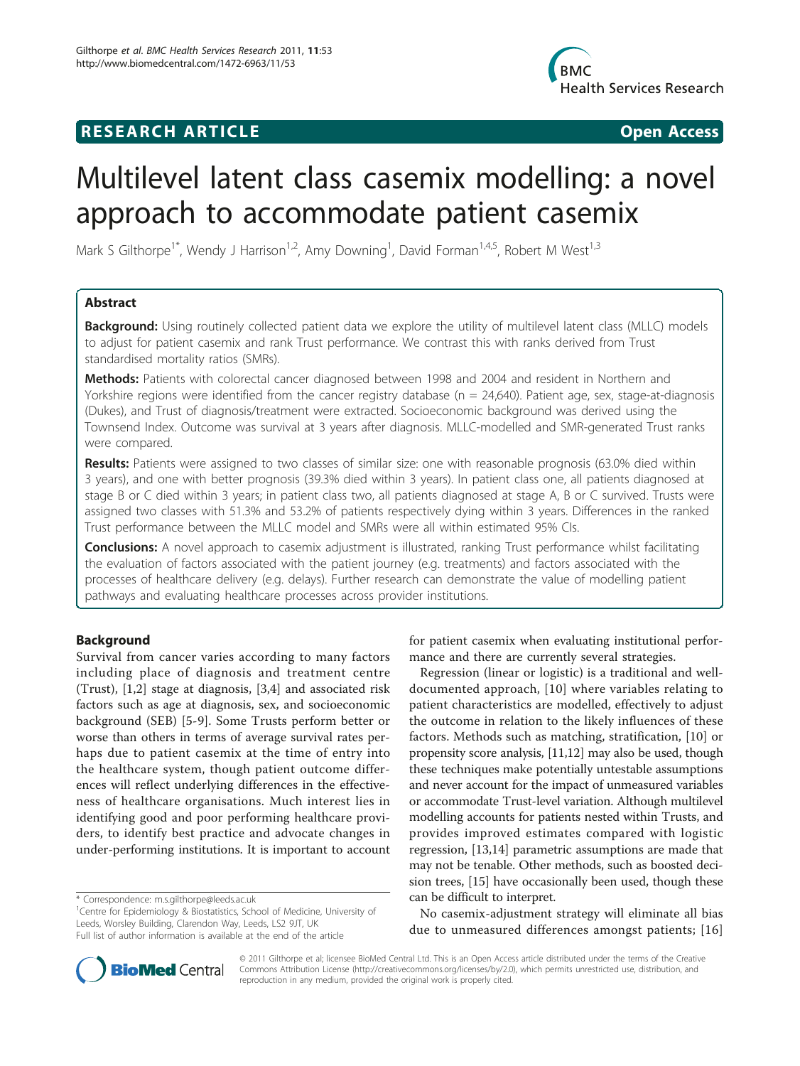RESEARCH ARTICLE Open Access

# Multilevel latent class casemix modelling: a novel approach to accommodate patient casemix

Mark S Gilthorpe[1*], Wendy J Harrison[1,2], Amy Downing[1], David Forman[1,4,5], Robert M West[1,3]

## Abstract

**Background:** Using routinely collected patient data we explore the utility of multilevel latent class (MLLC) models to adjust for patient casemix and rank Trust performance. We contrast this with ranks derived from Trust standardised mortality ratios (SMRs).

**Methods:** Patients with colorectal cancer diagnosed between 1998 and 2004 and resident in Northern and Yorkshire regions were identified from the cancer registry database (n = 24,640). Patient age, sex, stage-at-diagnosis (Dukes), and Trust of diagnosis/treatment were extracted. Socioeconomic background was derived using the Townsend Index. Outcome was survival at 3 years after diagnosis. MLLC-modelled and SMR-generated Trust ranks were compared.

**Results:** Patients were assigned to two classes of similar size: one with reasonable prognosis (63.0% died within 3 years), and one with better prognosis (39.3% died within 3 years). In patient class one, all patients diagnosed at stage B or C died within 3 years; in patient class two, all patients diagnosed at stage A, B or C survived. Trusts were assigned two classes with 51.3% and 53.2% of patients respectively dying within 3 years. Differences in the ranked Trust performance between the MLLC model and SMRs were all within estimated 95% CIs.

**Conclusions:** A novel approach to casemix adjustment is illustrated, ranking Trust performance whilst facilitating the evaluation of factors associated with the patient journey (e.g. treatments) and factors associated with the processes of healthcare delivery (e.g. delays). Further research can demonstrate the value of modelling patient pathways and evaluating healthcare processes across provider institutions.

## Background

Survival from cancer varies according to many factors including place of diagnosis and treatment centre (Trust), [1,2] stage at diagnosis, [3,4] and associated risk factors such as age at diagnosis, sex, and socioeconomic background (SEB) [5-9]. Some Trusts perform better or worse than others in terms of average survival rates perhaps due to patient casemix at the time of entry into the healthcare system, though patient outcome differences will reflect underlying differences in the effectiveness of healthcare organisations. Much interest lies in identifying good and poor performing healthcare providers, to identify best practice and advocate changes in under-performing institutions. It is important to account for patient casemix when evaluating institutional performance and there are currently several strategies.

Regression (linear or logistic) is a traditional and well-documented approach, [10] where variables relating to patient characteristics are modelled, effectively to adjust the outcome in relation to the likely influences of these factors. Methods such as matching, stratification, [10] or propensity score analysis, [11,12] may also be used, though these techniques make potentially untestable assumptions and never account for the impact of unmeasured variables or accommodate Trust-level variation. Although multilevel modelling accounts for patients nested within Trusts, and provides improved estimates compared with logistic regression, [13,14] parametric assumptions are made that may not be tenable. Other methods, such as boosted decision trees, [15] have occasionally been used, though these can be difficult to interpret.

No casemix-adjustment strategy will eliminate all bias due to unmeasured differences amongst patients; [16]

\* Correspondence: m.s.gilthorpe@leeds.ac.uk
[1]Centre for Epidemiology & Biostatistics, School of Medicine, University of Leeds, Worsley Building, Clarendon Way, Leeds, LS2 9JT, UK
Full list of author information is available at the end of the article

© 2011 Gilthorpe et al; licensee BioMed Central Ltd. This is an Open Access article distributed under the terms of the Creative Commons Attribution License (http://creativecommons.org/licenses/by/2.0), which permits unrestricted use, distribution, and reproduction in any medium, provided the original work is properly cited.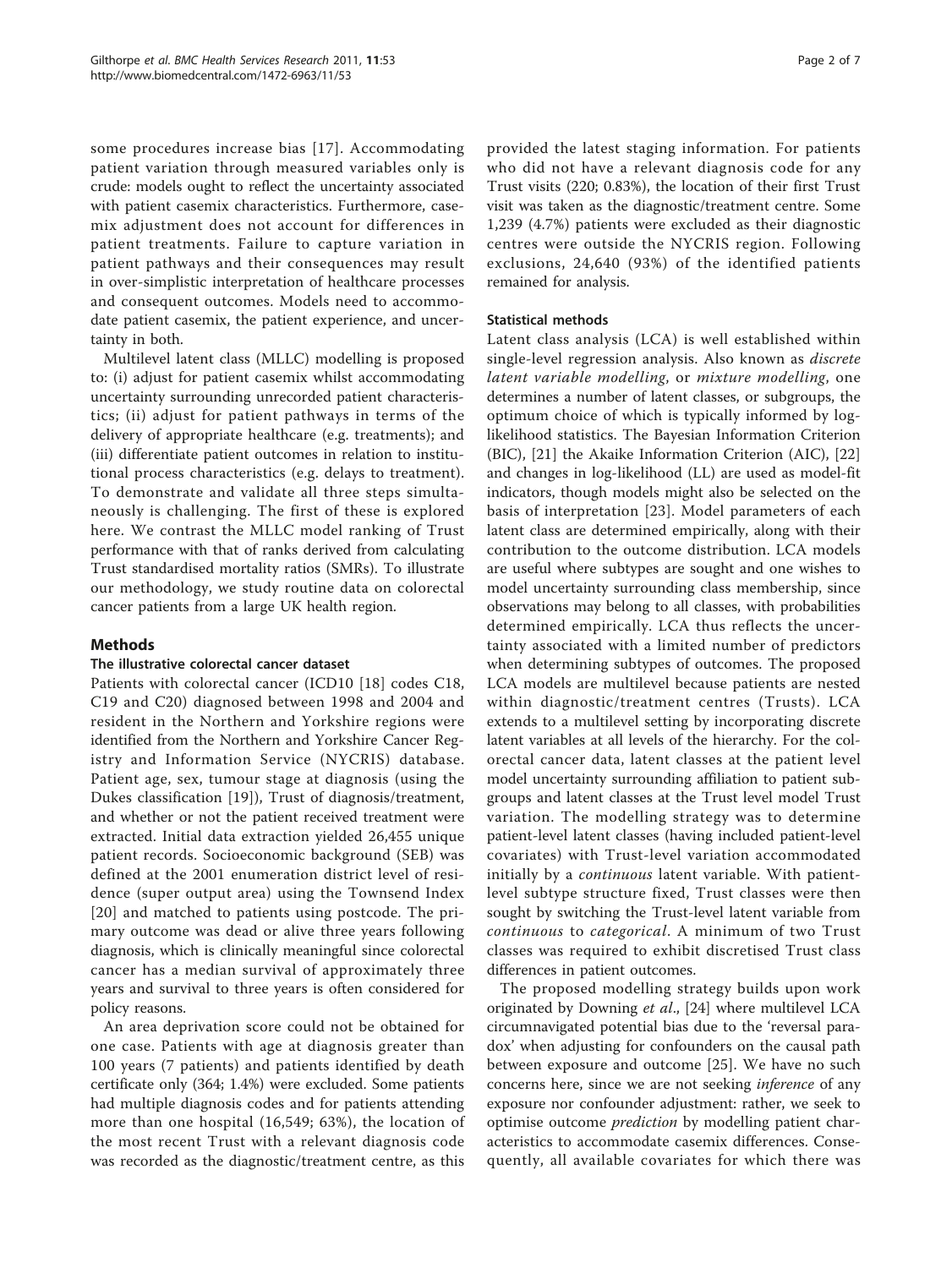some procedures increase bias [17]. Accommodating patient variation through measured variables only is crude: models ought to reflect the uncertainty associated with patient casemix characteristics. Furthermore, casemix adjustment does not account for differences in patient treatments. Failure to capture variation in patient pathways and their consequences may result in over-simplistic interpretation of healthcare processes and consequent outcomes. Models need to accommodate patient casemix, the patient experience, and uncertainty in both.

Multilevel latent class (MLLC) modelling is proposed to: (i) adjust for patient casemix whilst accommodating uncertainty surrounding unrecorded patient characteristics; (ii) adjust for patient pathways in terms of the delivery of appropriate healthcare (e.g. treatments); and (iii) differentiate patient outcomes in relation to institutional process characteristics (e.g. delays to treatment). To demonstrate and validate all three steps simultaneously is challenging. The first of these is explored here. We contrast the MLLC model ranking of Trust performance with that of ranks derived from calculating Trust standardised mortality ratios (SMRs). To illustrate our methodology, we study routine data on colorectal cancer patients from a large UK health region.

## Methods

### The illustrative colorectal cancer dataset

Patients with colorectal cancer (ICD10 [18] codes C18, C19 and C20) diagnosed between 1998 and 2004 and resident in the Northern and Yorkshire regions were identified from the Northern and Yorkshire Cancer Registry and Information Service (NYCRIS) database. Patient age, sex, tumour stage at diagnosis (using the Dukes classification [19]), Trust of diagnosis/treatment, and whether or not the patient received treatment were extracted. Initial data extraction yielded 26,455 unique patient records. Socioeconomic background (SEB) was defined at the 2001 enumeration district level of residence (super output area) using the Townsend Index [20] and matched to patients using postcode. The primary outcome was dead or alive three years following diagnosis, which is clinically meaningful since colorectal cancer has a median survival of approximately three years and survival to three years is often considered for policy reasons.

An area deprivation score could not be obtained for one case. Patients with age at diagnosis greater than 100 years (7 patients) and patients identified by death certificate only (364; 1.4%) were excluded. Some patients had multiple diagnosis codes and for patients attending more than one hospital (16,549; 63%), the location of the most recent Trust with a relevant diagnosis code was recorded as the diagnostic/treatment centre, as this provided the latest staging information. For patients who did not have a relevant diagnosis code for any Trust visits (220; 0.83%), the location of their first Trust visit was taken as the diagnostic/treatment centre. Some 1,239 (4.7%) patients were excluded as their diagnostic centres were outside the NYCRIS region. Following exclusions, 24,640 (93%) of the identified patients remained for analysis.

### Statistical methods

Latent class analysis (LCA) is well established within single-level regression analysis. Also known as *discrete latent variable modelling*, or *mixture modelling*, one determines a number of latent classes, or subgroups, the optimum choice of which is typically informed by log-likelihood statistics. The Bayesian Information Criterion (BIC), [21] the Akaike Information Criterion (AIC), [22] and changes in log-likelihood (LL) are used as model-fit indicators, though models might also be selected on the basis of interpretation [23]. Model parameters of each latent class are determined empirically, along with their contribution to the outcome distribution. LCA models are useful where subtypes are sought and one wishes to model uncertainty surrounding class membership, since observations may belong to all classes, with probabilities determined empirically. LCA thus reflects the uncertainty associated with a limited number of predictors when determining subtypes of outcomes. The proposed LCA models are multilevel because patients are nested within diagnostic/treatment centres (Trusts). LCA extends to a multilevel setting by incorporating discrete latent variables at all levels of the hierarchy. For the colorectal cancer data, latent classes at the patient level model uncertainty surrounding affiliation to patient subgroups and latent classes at the Trust level model Trust variation. The modelling strategy was to determine patient-level latent classes (having included patient-level covariates) with Trust-level variation accommodated initially by a *continuous* latent variable. With patient-level subtype structure fixed, Trust classes were then sought by switching the Trust-level latent variable from *continuous* to *categorical*. A minimum of two Trust classes was required to exhibit discretised Trust class differences in patient outcomes.

The proposed modelling strategy builds upon work originated by Downing *et al*., [24] where multilevel LCA circumnavigated potential bias due to the 'reversal paradox' when adjusting for confounders on the causal path between exposure and outcome [25]. We have no such concerns here, since we are not seeking *inference* of any exposure nor confounder adjustment: rather, we seek to optimise outcome *prediction* by modelling patient characteristics to accommodate casemix differences. Consequently, all available covariates for which there was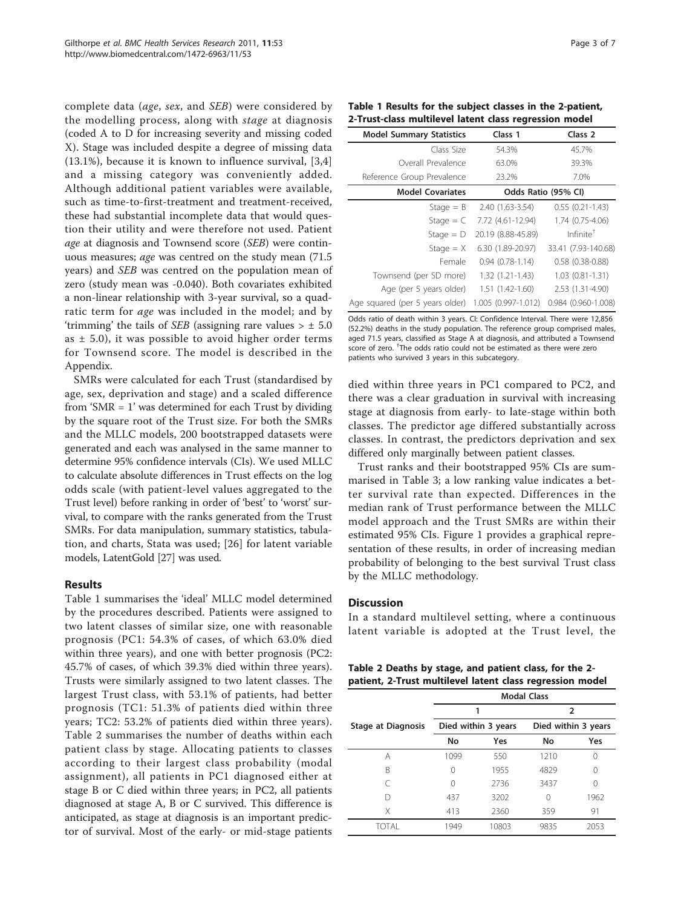complete data (*age*, *sex*, and *SEB*) were considered by the modelling process, along with *stage* at diagnosis (coded A to D for increasing severity and missing coded X). Stage was included despite a degree of missing data (13.1%), because it is known to influence survival, [3,4] and a missing category was conveniently added. Although additional patient variables were available, such as time-to-first-treatment and treatment-received, these had substantial incomplete data that would question their utility and were therefore not used. Patient *age* at diagnosis and Townsend score (*SEB*) were continuous measures; *age* was centred on the study mean (71.5 years) and *SEB* was centred on the population mean of zero (study mean was -0.040). Both covariates exhibited a non-linear relationship with 3-year survival, so a quadratic term for *age* was included in the model; and by 'trimming' the tails of *SEB* (assigning rare values > ± 5.0 as ± 5.0), it was possible to avoid higher order terms for Townsend score. The model is described in the Appendix.

SMRs were calculated for each Trust (standardised by age, sex, deprivation and stage) and a scaled difference from 'SMR = 1' was determined for each Trust by dividing by the square root of the Trust size. For both the SMRs and the MLLC models, 200 bootstrapped datasets were generated and each was analysed in the same manner to determine 95% confidence intervals (CIs). We used MLLC to calculate absolute differences in Trust effects on the log odds scale (with patient-level values aggregated to the Trust level) before ranking in order of 'best' to 'worst' survival, to compare with the ranks generated from the Trust SMRs. For data manipulation, summary statistics, tabulation, and charts, Stata was used; [26] for latent variable models, LatentGold [27] was used.

## Results

Table 1 summarises the 'ideal' MLLC model determined by the procedures described. Patients were assigned to two latent classes of similar size, one with reasonable prognosis (PC1: 54.3% of cases, of which 63.0% died within three years), and one with better prognosis (PC2: 45.7% of cases, of which 39.3% died within three years). Trusts were similarly assigned to two latent classes. The largest Trust class, with 53.1% of patients, had better prognosis (TC1: 51.3% of patients died within three years; TC2: 53.2% of patients died within three years). Table 2 summarises the number of deaths within each patient class by stage. Allocating patients to classes according to their largest class probability (modal assignment), all patients in PC1 diagnosed either at stage B or C died within three years; in PC2, all patients diagnosed at stage A, B or C survived. This difference is anticipated, as stage at diagnosis is an important predictor of survival. Most of the early- or mid-stage patients died within three years in PC1 compared to PC2, and there was a clear graduation in survival with increasing stage at diagnosis from early- to late-stage within both classes. The predictor age differed substantially across classes. In contrast, the predictors deprivation and sex differed only marginally between patient classes.

Trust ranks and their bootstrapped 95% CIs are summarised in Table 3; a low ranking value indicates a better survival rate than expected. Differences in the median rank of Trust performance between the MLLC model approach and the Trust SMRs are within their estimated 95% CIs. Figure 1 provides a graphical representation of these results, in order of increasing median probability of belonging to the best survival Trust class by the MLLC methodology.

**Table 1 Results for the subject classes in the 2-patient, 2-Trust-class multilevel latent class regression model**

| Model Summary Statistics | Class 1 | Class 2 |
|---|---|---|
| Class Size | 54.3% | 45.7% |
| Overall Prevalence | 63.0% | 39.3% |
| Reference Group Prevalence | 23.2% | 7.0% |
| **Model Covariates** | **Odds Ratio (95% CI)** | |
| Stage = B | 2.40 (1.63-3.54) | 0.55 (0.21-1.43) |
| Stage = C | 7.72 (4.61-12.94) | 1.74 (0.75-4.06) |
| Stage = D | 20.19 (8.88-45.89) | Infinite[†] |
| Stage = X | 6.30 (1.89-20.97) | 33.41 (7.93-140.68) |
| Female | 0.94 (0.78-1.14) | 0.58 (0.38-0.88) |
| Townsend (per SD more) | 1.32 (1.21-1.43) | 1.03 (0.81-1.31) |
| Age (per 5 years older) | 1.51 (1.42-1.60) | 2.53 (1.31-4.90) |
| Age squared (per 5 years older) | 1.005 (0.997-1.012) | 0.984 (0.960-1.008) |

Odds ratio of death within 3 years. CI: Confidence Interval. There were 12,856 (52.2%) deaths in the study population. The reference group comprised males, aged 71.5 years, classified as Stage A at diagnosis, and attributed a Townsend score of zero. [†]The odds ratio could not be estimated as there were zero patients who survived 3 years in this subcategory.

## Discussion

In a standard multilevel setting, where a continuous latent variable is adopted at the Trust level, the

**Table 2 Deaths by stage, and patient class, for the 2-patient, 2-Trust multilevel latent class regression model**

| | Modal Class | | | |
|---|---|---|---|---|
| | 1 | | 2 | |
| Stage at Diagnosis | Died within 3 years | | Died within 3 years | |
| | No | Yes | No | Yes |
| A | 1099 | 550 | 1210 | 0 |
| B | 0 | 1955 | 4829 | 0 |
| C | 0 | 2736 | 3437 | 0 |
| D | 437 | 3202 | 0 | 1962 |
| X | 413 | 2360 | 359 | 91 |
| TOTAL | 1949 | 10803 | 9835 | 2053 |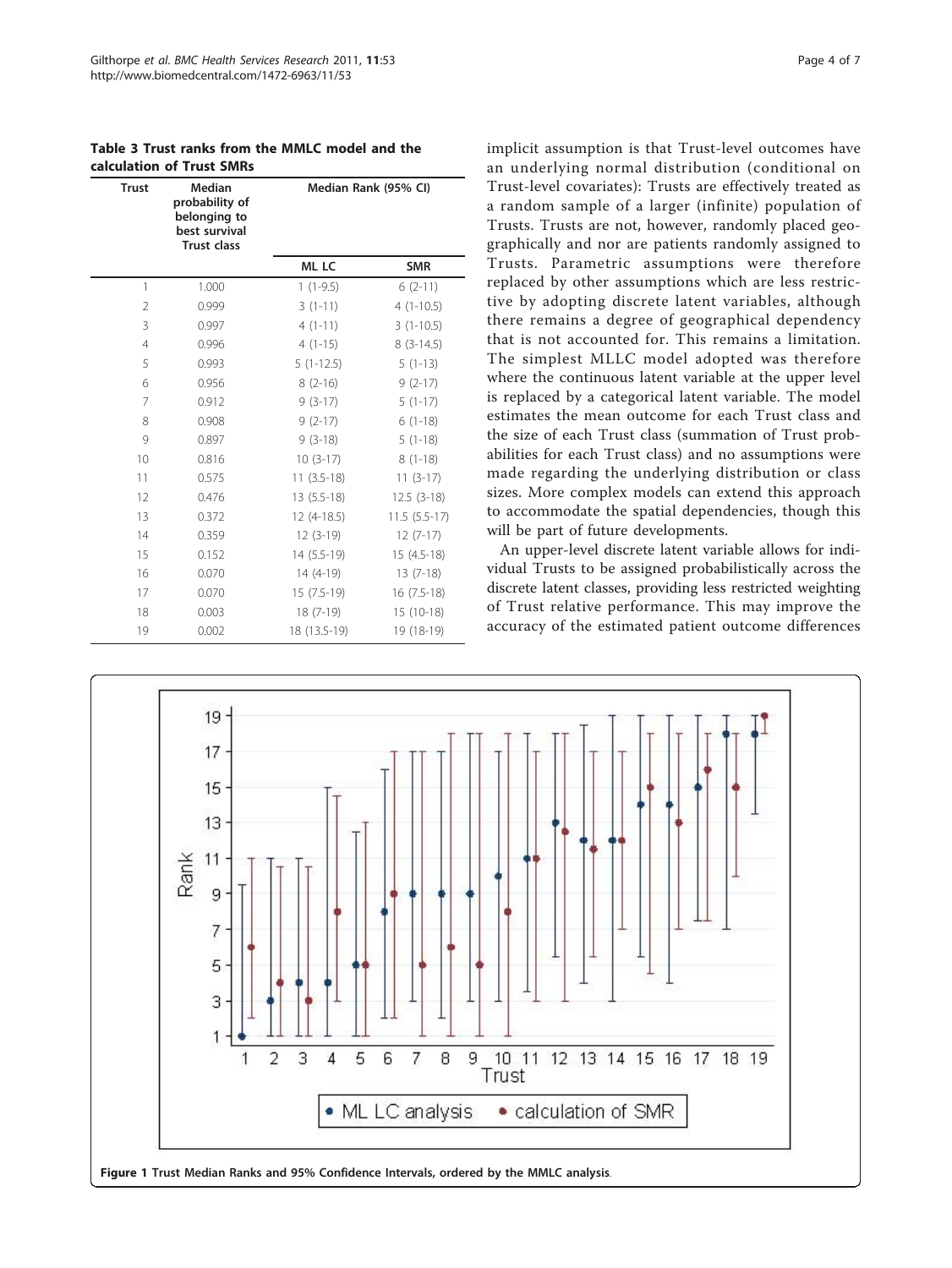**Table 3 Trust ranks from the MMLC model and the calculation of Trust SMRs**

| Trust | Median probability of belonging to best survival Trust class | Median Rank (95% CI) | |
|---|---|---|---|
| | | ML LC | SMR |
| 1 | 1.000 | 1 (1-9.5) | 6 (2-11) |
| 2 | 0.999 | 3 (1-11) | 4 (1-10.5) |
| 3 | 0.997 | 4 (1-11) | 3 (1-10.5) |
| 4 | 0.996 | 4 (1-15) | 8 (3-14.5) |
| 5 | 0.993 | 5 (1-12.5) | 5 (1-13) |
| 6 | 0.956 | 8 (2-16) | 9 (2-17) |
| 7 | 0.912 | 9 (3-17) | 5 (1-17) |
| 8 | 0.908 | 9 (2-17) | 6 (1-18) |
| 9 | 0.897 | 9 (3-18) | 5 (1-18) |
| 10 | 0.816 | 10 (3-17) | 8 (1-18) |
| 11 | 0.575 | 11 (3.5-18) | 11 (3-17) |
| 12 | 0.476 | 13 (5.5-18) | 12.5 (3-18) |
| 13 | 0.372 | 12 (4-18.5) | 11.5 (5.5-17) |
| 14 | 0.359 | 12 (3-19) | 12 (7-17) |
| 15 | 0.152 | 14 (5.5-19) | 15 (4.5-18) |
| 16 | 0.070 | 14 (4-19) | 13 (7-18) |
| 17 | 0.070 | 15 (7.5-19) | 16 (7.5-18) |
| 18 | 0.003 | 18 (7-19) | 15 (10-18) |
| 19 | 0.002 | 18 (13.5-19) | 19 (18-19) |

implicit assumption is that Trust-level outcomes have an underlying normal distribution (conditional on Trust-level covariates): Trusts are effectively treated as a random sample of a larger (infinite) population of Trusts. Trusts are not, however, randomly placed geographically and nor are patients randomly assigned to Trusts. Parametric assumptions were therefore replaced by other assumptions which are less restrictive by adopting discrete latent variables, although there remains a degree of geographical dependency that is not accounted for. This remains a limitation. The simplest MLLC model adopted was therefore where the continuous latent variable at the upper level is replaced by a categorical latent variable. The model estimates the mean outcome for each Trust class and the size of each Trust class (summation of Trust probabilities for each Trust class) and no assumptions were made regarding the underlying distribution or class sizes. More complex models can extend this approach to accommodate the spatial dependencies, though this will be part of future developments.

An upper-level discrete latent variable allows for individual Trusts to be assigned probabilistically across the discrete latent classes, providing less restricted weighting of Trust relative performance. This may improve the accuracy of the estimated patient outcome differences

**Figure 1** Trust Median Ranks and 95% Confidence Intervals, ordered by the MMLC analysis.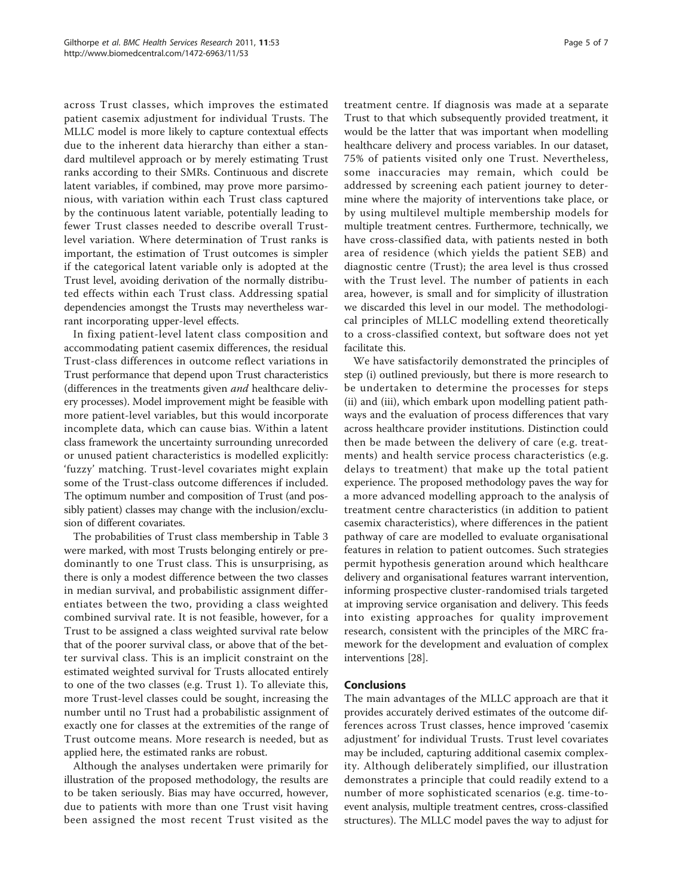across Trust classes, which improves the estimated patient casemix adjustment for individual Trusts. The MLLC model is more likely to capture contextual effects due to the inherent data hierarchy than either a standard multilevel approach or by merely estimating Trust ranks according to their SMRs. Continuous and discrete latent variables, if combined, may prove more parsimonious, with variation within each Trust class captured by the continuous latent variable, potentially leading to fewer Trust classes needed to describe overall Trust-level variation. Where determination of Trust ranks is important, the estimation of Trust outcomes is simpler if the categorical latent variable only is adopted at the Trust level, avoiding derivation of the normally distributed effects within each Trust class. Addressing spatial dependencies amongst the Trusts may nevertheless warrant incorporating upper-level effects.

In fixing patient-level latent class composition and accommodating patient casemix differences, the residual Trust-class differences in outcome reflect variations in Trust performance that depend upon Trust characteristics (differences in the treatments given *and* healthcare delivery processes). Model improvement might be feasible with more patient-level variables, but this would incorporate incomplete data, which can cause bias. Within a latent class framework the uncertainty surrounding unrecorded or unused patient characteristics is modelled explicitly: 'fuzzy' matching. Trust-level covariates might explain some of the Trust-class outcome differences if included. The optimum number and composition of Trust (and possibly patient) classes may change with the inclusion/exclusion of different covariates.

The probabilities of Trust class membership in Table 3 were marked, with most Trusts belonging entirely or predominantly to one Trust class. This is unsurprising, as there is only a modest difference between the two classes in median survival, and probabilistic assignment differentiates between the two, providing a class weighted combined survival rate. It is not feasible, however, for a Trust to be assigned a class weighted survival rate below that of the poorer survival class, or above that of the better survival class. This is an implicit constraint on the estimated weighted survival for Trusts allocated entirely to one of the two classes (e.g. Trust 1). To alleviate this, more Trust-level classes could be sought, increasing the number until no Trust had a probabilistic assignment of exactly one for classes at the extremities of the range of Trust outcome means. More research is needed, but as applied here, the estimated ranks are robust.

Although the analyses undertaken were primarily for illustration of the proposed methodology, the results are to be taken seriously. Bias may have occurred, however, due to patients with more than one Trust visit having been assigned the most recent Trust visited as the treatment centre. If diagnosis was made at a separate Trust to that which subsequently provided treatment, it would be the latter that was important when modelling healthcare delivery and process variables. In our dataset, 75% of patients visited only one Trust. Nevertheless, some inaccuracies may remain, which could be addressed by screening each patient journey to determine where the majority of interventions take place, or by using multilevel multiple membership models for multiple treatment centres. Furthermore, technically, we have cross-classified data, with patients nested in both area of residence (which yields the patient SEB) and diagnostic centre (Trust); the area level is thus crossed with the Trust level. The number of patients in each area, however, is small and for simplicity of illustration we discarded this level in our model. The methodological principles of MLLC modelling extend theoretically to a cross-classified context, but software does not yet facilitate this.

We have satisfactorily demonstrated the principles of step (i) outlined previously, but there is more research to be undertaken to determine the processes for steps (ii) and (iii), which embark upon modelling patient pathways and the evaluation of process differences that vary across healthcare provider institutions. Distinction could then be made between the delivery of care (e.g. treatments) and health service process characteristics (e.g. delays to treatment) that make up the total patient experience. The proposed methodology paves the way for a more advanced modelling approach to the analysis of treatment centre characteristics (in addition to patient casemix characteristics), where differences in the patient pathway of care are modelled to evaluate organisational features in relation to patient outcomes. Such strategies permit hypothesis generation around which healthcare delivery and organisational features warrant intervention, informing prospective cluster-randomised trials targeted at improving service organisation and delivery. This feeds into existing approaches for quality improvement research, consistent with the principles of the MRC framework for the development and evaluation of complex interventions [28].

## Conclusions

The main advantages of the MLLC approach are that it provides accurately derived estimates of the outcome differences across Trust classes, hence improved 'casemix adjustment' for individual Trusts. Trust level covariates may be included, capturing additional casemix complexity. Although deliberately simplified, our illustration demonstrates a principle that could readily extend to a number of more sophisticated scenarios (e.g. time-to-event analysis, multiple treatment centres, cross-classified structures). The MLLC model paves the way to adjust for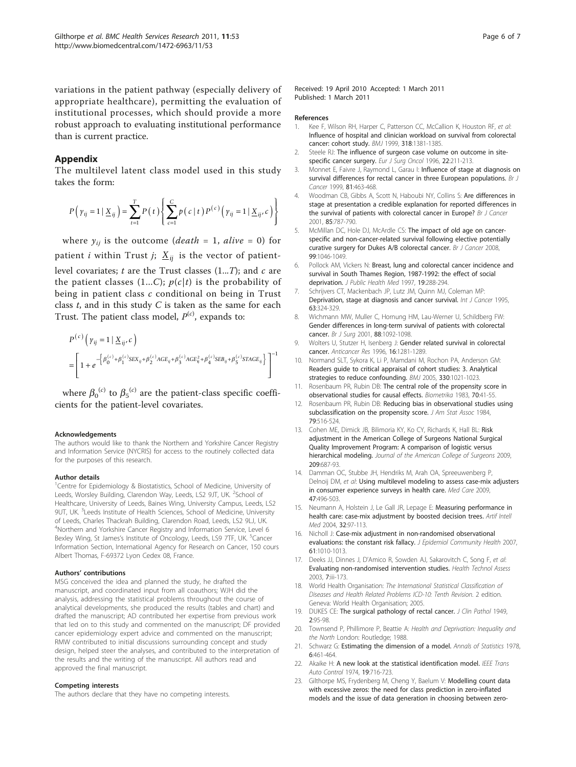variations in the patient pathway (especially delivery of appropriate healthcare), permitting the evaluation of institutional processes, which should provide a more robust approach to evaluating institutional performance than is current practice.

## Appendix

The multilevel latent class model used in this study takes the form:

$$P\left(y_{ij}=1 \mid \underline{X}_{ij}\right)=\sum_{t=1}^{T} P(t)\left\{\sum_{c=1}^{C} p(c \mid t) P^{(c)}\left(y_{ij}=1 \mid \underline{X}_{ij}, c\right)\right\}$$

where $y_{ij}$ is the outcome (*death* = 1, *alive* = 0) for patient $i$ within Trust $j$; $\underline{X}_{ij}$ is the vector of patient-level covariates; $t$ are the Trust classes (1...$T$); and $c$ are the patient classes (1...$C$); $p(c|t)$ is the probability of being in patient class $c$ conditional on being in Trust class $t$, and in this study $C$ is taken as the same for each Trust. The patient class model, $P^{(c)}$, expands to:

$$P^{(c)}\left(y_{ij}=1 \mid \underline{X}_{ij}, c\right) = \left[1+e^{-\left\{\beta_0^{(c)}+\beta_1^{(c)} SEX_{ij}+\beta_2^{(c)} AGE_{ij}+\beta_3^{(c)} AGE_{ij}^2+\beta_4^{(c)} SEB_{ij}+\beta_5^{(c)} STAGE_{ij}\right\}}\right]^{-1}$$

where $\beta_0^{(c)}$ to $\beta_5^{(c)}$ are the patient-class specific coefficients for the patient-level covariates.

#### Acknowledgements

The authors would like to thank the Northern and Yorkshire Cancer Registry and Information Service (NYCRIS) for access to the routinely collected data for the purposes of this research.

#### Author details

[1]Centre for Epidemiology & Biostatistics, School of Medicine, University of Leeds, Worsley Building, Clarendon Way, Leeds, LS2 9JT, UK. [2]School of Healthcare, University of Leeds, Baines Wing, University Campus, Leeds, LS2 9UT, UK. [3]Leeds Institute of Health Sciences, School of Medicine, University of Leeds, Charles Thackrah Building, Clarendon Road, Leeds, LS2 9LJ, UK. [4]Northern and Yorkshire Cancer Registry and Information Service, Level 6 Bexley Wing, St James's Institute of Oncology, Leeds, LS9 7TF, UK. [5]Cancer Information Section, International Agency for Research on Cancer, 150 cours Albert Thomas, F-69372 Lyon Cedex 08, France.

#### Authors' contributions

MSG conceived the idea and planned the study, he drafted the manuscript, and coordinated input from all coauthors; WJH did the analysis, addressing the statistical problems throughout the course of analytical developments, she produced the results (tables and chart) and drafted the manuscript; AD contributed her expertise from previous work that led on to this study and commented on the manuscript; DF provided cancer epidemiology expert advice and commented on the manuscript; RMW contributed to initial discussions surrounding concept and study design, helped steer the analyses, and contributed to the interpretation of the results and the writing of the manuscript. All authors read and approved the final manuscript.

#### Competing interests

The authors declare that they have no competing interests.

Received: 19 April 2010 Accepted: 1 March 2011
Published: 1 March 2011

#### References

1. Kee F, Wilson RH, Harper C, Patterson CC, McCallion K, Houston RF, *et al*: Influence of hospital and clinician workload on survival from colorectal cancer: cohort study. *BMJ* 1999, **318**:1381-1385.
2. Steele RJ: The influence of surgeon case volume on outcome in site-specific cancer surgery. *Eur J Surg Oncol* 1996, **22**:211-213.
3. Monnet E, Faivre J, Raymond L, Garau I: Influence of stage at diagnosis on survival differences for rectal cancer in three European populations. *Br J Cancer* 1999, **81**:463-468.
4. Woodman CB, Gibbs A, Scott N, Haboubi NY, Collins S: Are differences in stage at presentation a credible explanation for reported differences in the survival of patients with colorectal cancer in Europe? *Br J Cancer* 2001, **85**:787-790.
5. McMillan DC, Hole DJ, McArdle CS: The impact of old age on cancer-specific and non-cancer-related survival following elective potentially curative surgery for Dukes A/B colorectal cancer. *Br J Cancer* 2008, **99**:1046-1049.
6. Pollock AM, Vickers N: Breast, lung and colorectal cancer incidence and survival in South Thames Region, 1987-1992: the effect of social deprivation. *J Public Health Med* 1997, **19**:288-294.
7. Schrijvers CT, Mackenbach JP, Lutz JM, Quinn MJ, Coleman MP: Deprivation, stage at diagnosis and cancer survival. *Int J Cancer* 1995, **63**:324-329.
8. Wichmann MW, Muller C, Hornung HM, Lau-Werner U, Schildberg FW: Gender differences in long-term survival of patients with colorectal cancer. *Br J Surg* 2001, **88**:1092-1098.
9. Wolters U, Stutzer H, Isenberg J: Gender related survival in colorectal cancer. *Anticancer Res* 1996, **16**:1281-1289.
10. Normand SLT, Sykora K, Li P, Mamdani M, Rochon PA, Anderson GM: Readers guide to critical appraisal of cohort studies: 3. Analytical strategies to reduce confounding. *BMJ* 2005, **330**:1021-1023.
11. Rosenbaum PR, Rubin DB: The central role of the propensity score in observational studies for causal effects. *Biometrika* 1983, **70**:41-55.
12. Rosenbaum PR, Rubin DB: Reducing bias in observational studies using subclassification on the propensity score. *J Am Stat Assoc* 1984, **79**:516-524.
13. Cohen ME, Dimick JB, Bilimoria KY, Ko CY, Richards K, Hall BL: Risk adjustment in the American College of Surgeons National Surgical Quality Improvement Program: A comparison of logistic versus hierarchical modeling. *Journal of the American College of Surgeons* 2009, **209**:687-93.
14. Damman OC, Stubbe JH, Hendriks M, Arah OA, Spreeuwenberg P, Delnoij DM, *et al*: Using multilevel modeling to assess case-mix adjusters in consumer experience surveys in health care. *Med Care* 2009, **47**:496-503.
15. Neumann A, Holstein J, Le Gall JR, Lepage E: Measuring performance in health care: case-mix adjustment by boosted decision trees. *Artif Intell Med* 2004, **32**:97-113.
16. Nicholl J: Case-mix adjustment in non-randomised observational evaluations: the constant risk fallacy. *J Epidemiol Community Health* 2007, **61**:1010-1013.
17. Deeks JJ, Dinnes J, D'Amico R, Sowden AJ, Sakarovitch C, Song F, *et al*: Evaluating non-randomised intervention studies. *Health Technol Assess* 2003, **7**:iii-173.
18. World Health Organisation: *The International Statistical Classification of Diseases and Health Related Problems ICD-10: Tenth Revision.* 2 edition. Geneva: World Health Organisation; 2005.
19. DUKES CE: The surgical pathology of rectal cancer. *J Clin Pathol* 1949, **2**:95-98.
20. Townsend P, Phillimore P, Beattie A: *Health and Deprivation: Inequality and the North* London: Routledge; 1988.
21. Schwarz G: Estimating the dimension of a model. *Annals of Statistics* 1978, **6**:461-464.
22. Akaike H: A new look at the statistical identification model. *IEEE Trans Auto Control* 1974, **19**:716-723.
23. Gilthorpe MS, Frydenberg M, Cheng Y, Baelum V: Modelling count data with excessive zeros: the need for class prediction in zero-inflated models and the issue of data generation in choosing between zero-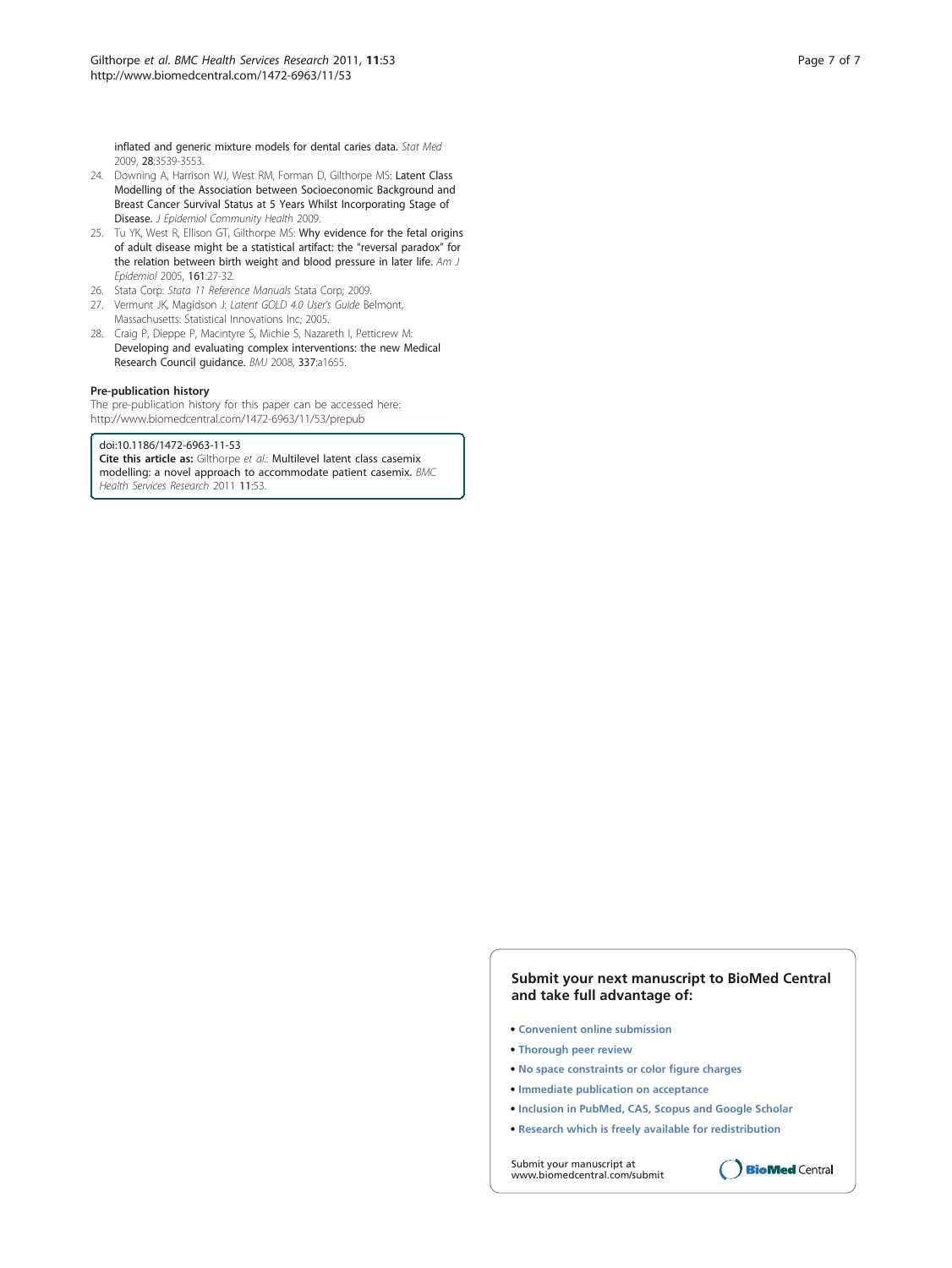inflated and generic mixture models for dental caries data. *Stat Med* 2009, **28**:3539-3553.

24. Downing A, Harrison WJ, West RM, Forman D, Gilthorpe MS: **Latent Class Modelling of the Association between Socioeconomic Background and Breast Cancer Survival Status at 5 Years Whilst Incorporating Stage of Disease.** *J Epidemiol Community Health* 2009.
25. Tu YK, West R, Ellison GT, Gilthorpe MS: **Why evidence for the fetal origins of adult disease might be a statistical artifact: the "reversal paradox" for the relation between birth weight and blood pressure in later life.** *Am J Epidemiol* 2005, **161**:27-32.
26. Stata Corp: *Stata 11 Reference Manuals* Stata Corp; 2009.
27. Vermunt JK, Magidson J: *Latent GOLD 4.0 User's Guide* Belmont, Massachusetts: Statistical Innovations Inc; 2005.
28. Craig P, Dieppe P, Macintyre S, Michie S, Nazareth I, Petticrew M: **Developing and evaluating complex interventions: the new Medical Research Council guidance.** *BMJ* 2008, **337**:a1655.

### Pre-publication history

The pre-publication history for this paper can be accessed here:
http://www.biomedcentral.com/1472-6963/11/53/prepub

doi:10.1186/1472-6963-11-53
**Cite this article as:** Gilthorpe *et al.*: **Multilevel latent class casemix modelling: a novel approach to accommodate patient casemix.** *BMC Health Services Research* 2011 **11**:53.

**Submit your next manuscript to BioMed Central and take full advantage of:**

- **Convenient online submission**
- **Thorough peer review**
- **No space constraints or color figure charges**
- **Immediate publication on acceptance**
- **Inclusion in PubMed, CAS, Scopus and Google Scholar**
- **Research which is freely available for redistribution**

Submit your manuscript at
www.biomedcentral.com/submit

BioMed Central